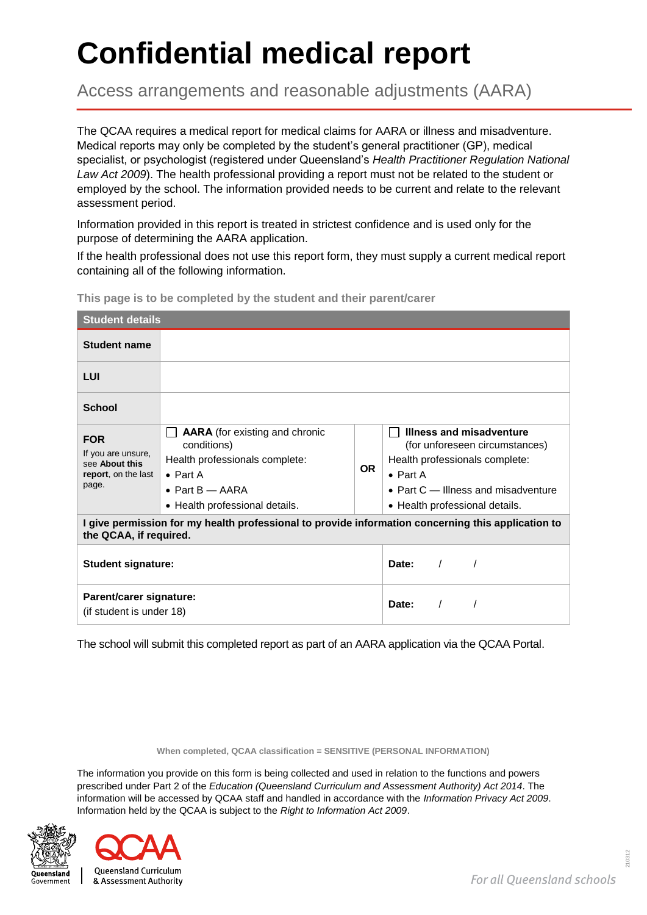# Confidential medical report

## Access arrangements and reasonable adjustments (AARA)

The QCAA requires a medical report for medical claims for AARA or illness and misadventure. Medical reports may only be completed by the student's general practitioner (GP), medical specialist, or psychologist (registered under Queensland's *Health Practitioner Regulation National Law Act 2009*). The health professional providing a report must not be related to the student or employed by the school. The information provided needs to be current and relate to the relevant assessment period.

Information provided in this report is treated in strictest confidence and is used only for the purpose of determining the AARA application.

If the health professional does not use this report form, they must supply a current medical report containing all of the following information.

**This page is to be completed by the student and their parent/carer**

| Student details | | | |
|---|---|---|---|
| **Student name** | | | |
| **LUI** | | | |
| **School** | | | |
| **FOR**<br>If you are unsure, see **About this report**, on the last page. | ☐ **AARA** (for existing and chronic conditions)<br>Health professionals complete:<br>• Part A<br>• Part B — AARA<br>• Health professional details. | **OR** | ☐ **Illness and misadventure** (for unforeseen circumstances)<br>Health professionals complete:<br>• Part A<br>• Part C — Illness and misadventure<br>• Health professional details. |
| **I give permission for my health professional to provide information concerning this application to the QCAA, if required.** | | | |
| **Student signature:** | | | **Date:** / / |
| **Parent/carer signature:**<br>(if student is under 18) | | | **Date:** / / |

The school will submit this completed report as part of an AARA application via the QCAA Portal.

**When completed, QCAA classification = SENSITIVE (PERSONAL INFORMATION)**

The information you provide on this form is being collected and used in relation to the functions and powers prescribed under Part 2 of the *Education (Queensland Curriculum and Assessment Authority) Act 2014*. The information will be accessed by QCAA staff and handled in accordance with the *Information Privacy Act 2009*. Information held by the QCAA is subject to the *Right to Information Act 2009*.

Queensland Government | Queensland Curriculum & Assessment Authority

*For all Queensland schools*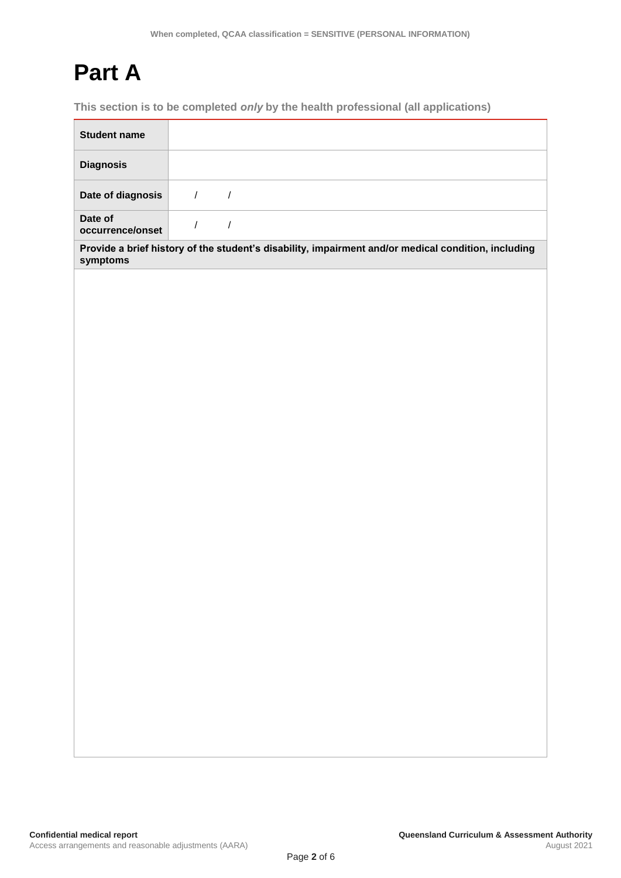# Part A

**This section is to be completed *only* by the health professional (all applications)**

| **Student name** | |
|---|---|
| **Diagnosis** | |
| **Date of diagnosis** | / / |
| **Date of occurrence/onset** | / / |

**Provide a brief history of the student's disability, impairment and/or medical condition, including symptoms**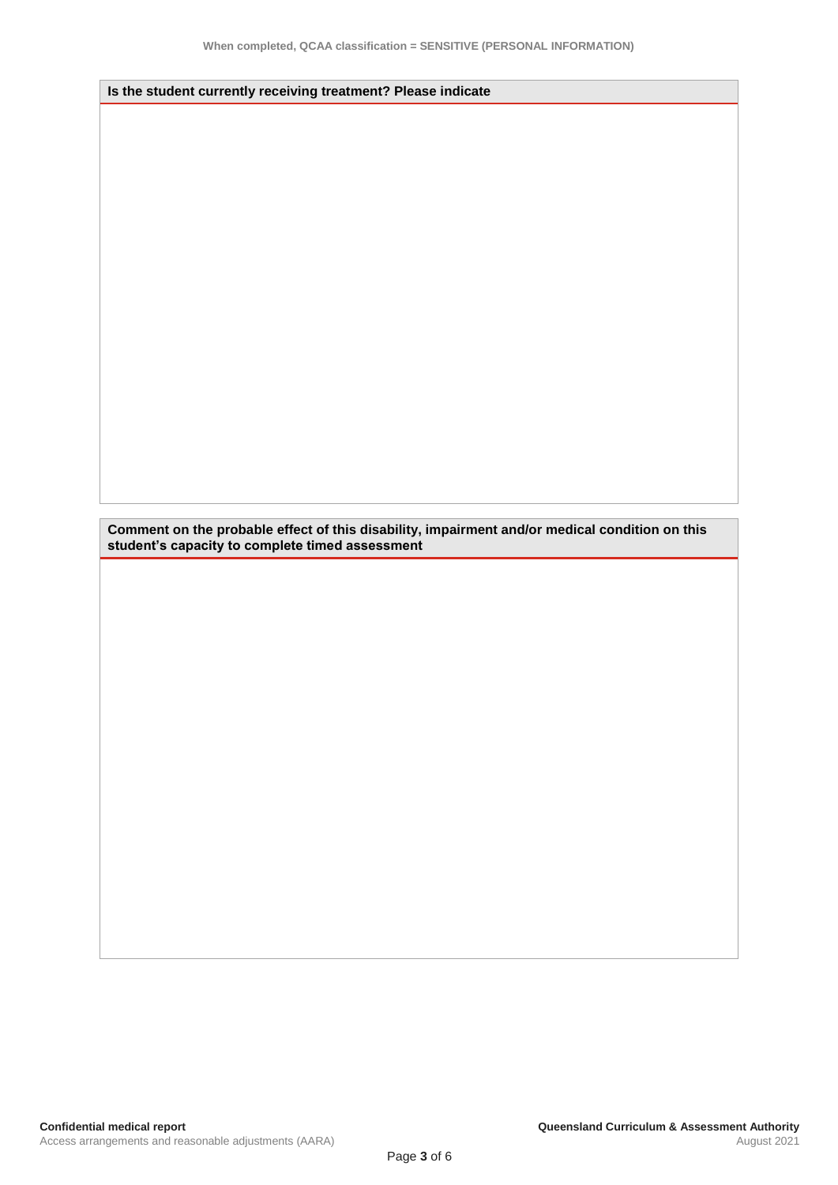**Is the student currently receiving treatment? Please indicate**

**Comment on the probable effect of this disability, impairment and/or medical condition on this student's capacity to complete timed assessment**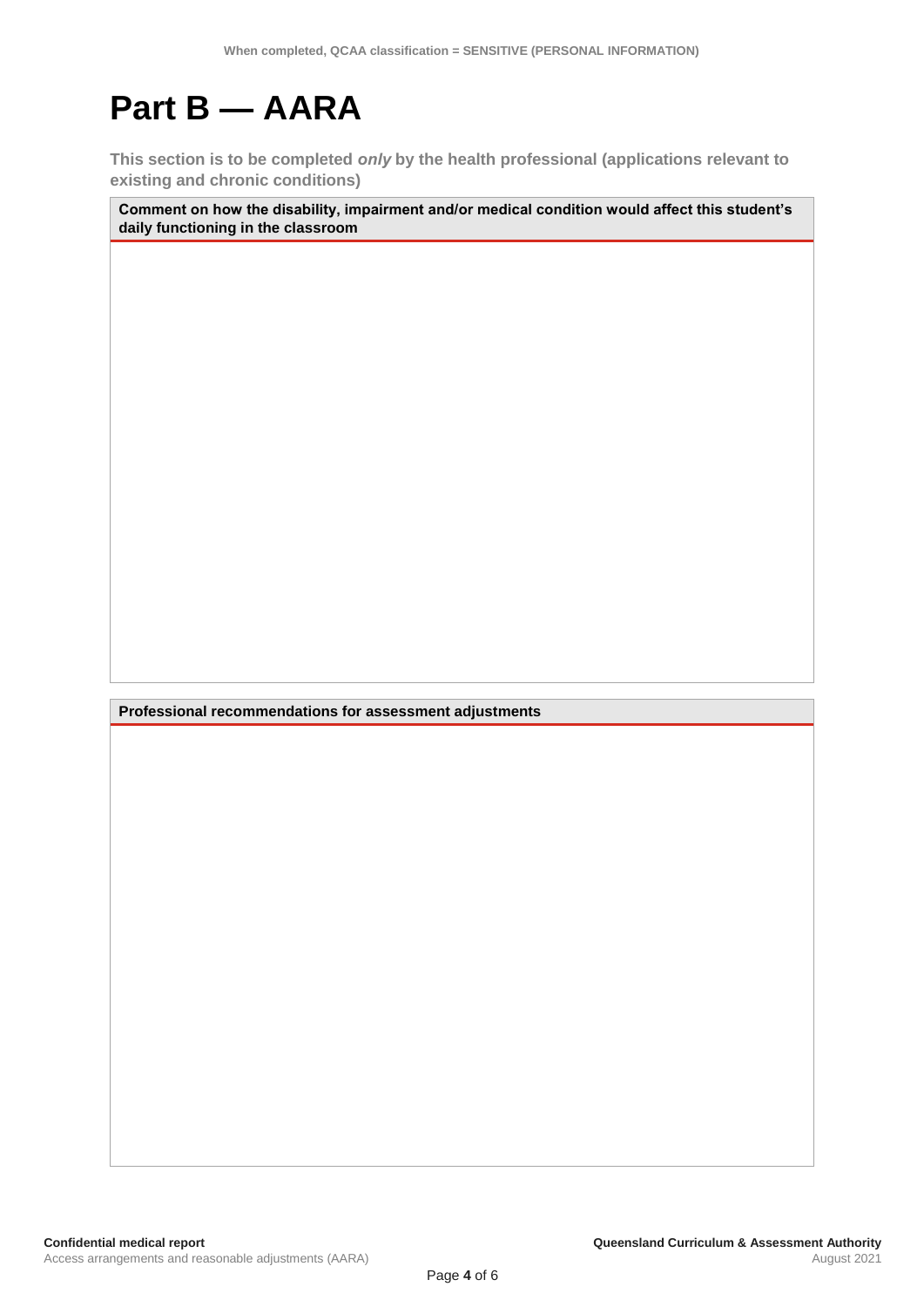# Part B — AARA

**This section is to be completed *only* by the health professional (applications relevant to existing and chronic conditions)**

| Comment on how the disability, impairment and/or medical condition would affect this student's daily functioning in the classroom |
| --- |
| |

| Professional recommendations for assessment adjustments |
| --- |
| |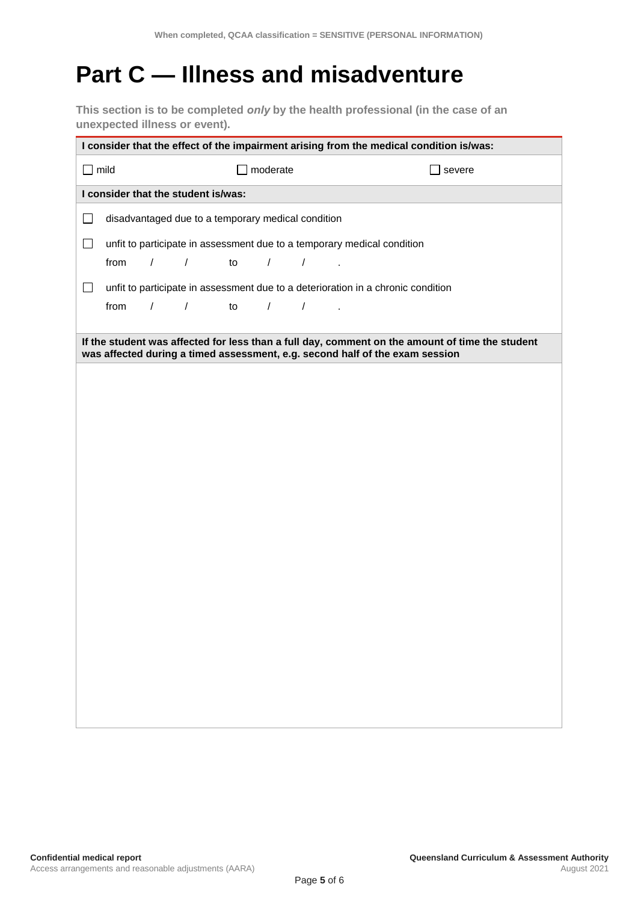# Part C — Illness and misadventure

**This section is to be completed *only* by the health professional (in the case of an unexpected illness or event).**

**I consider that the effect of the impairment arising from the medical condition is/was:**

☐ mild ☐ moderate ☐ severe

**I consider that the student is/was:**

☐ disadvantaged due to a temporary medical condition

☐ unfit to participate in assessment due to a temporary medical condition
from / / to / / .

☐ unfit to participate in assessment due to a deterioration in a chronic condition
from / / to / / .

**If the student was affected for less than a full day, comment on the amount of time the student was affected during a timed assessment, e.g. second half of the exam session**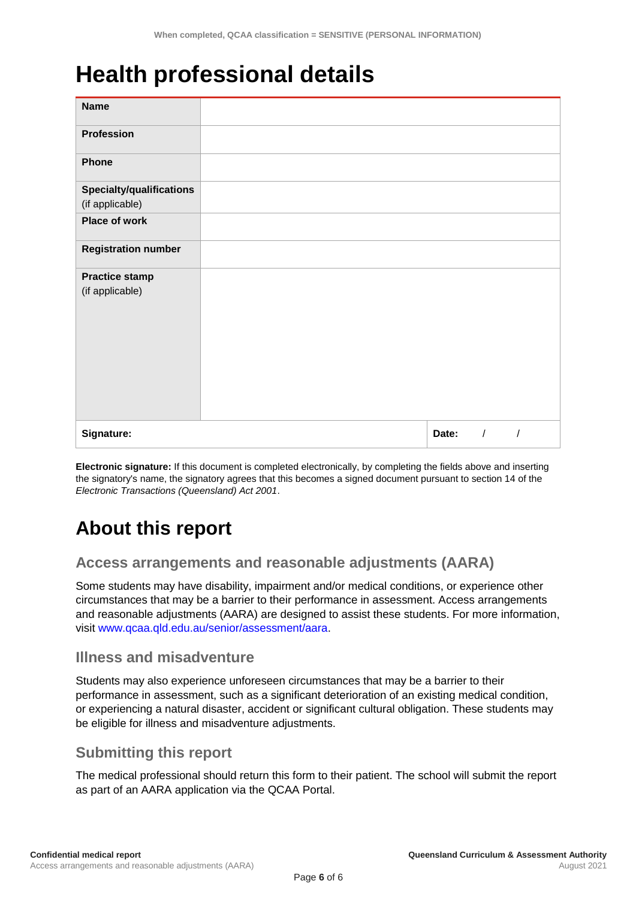# Health professional details

| | |
|---|---|
| **Name** | |
| **Profession** | |
| **Phone** | |
| **Specialty/qualifications** (if applicable) | |
| **Place of work** | |
| **Registration number** | |
| **Practice stamp** (if applicable) | |
| **Signature:** | **Date:** / / |

**Electronic signature:** If this document is completed electronically, by completing the fields above and inserting the signatory's name, the signatory agrees that this becomes a signed document pursuant to section 14 of the *Electronic Transactions (Queensland) Act 2001*.

# About this report

## Access arrangements and reasonable adjustments (AARA)

Some students may have disability, impairment and/or medical conditions, or experience other circumstances that may be a barrier to their performance in assessment. Access arrangements and reasonable adjustments (AARA) are designed to assist these students. For more information, visit www.qcaa.qld.edu.au/senior/assessment/aara.

## Illness and misadventure

Students may also experience unforeseen circumstances that may be a barrier to their performance in assessment, such as a significant deterioration of an existing medical condition, or experiencing a natural disaster, accident or significant cultural obligation. These students may be eligible for illness and misadventure adjustments.

## Submitting this report

The medical professional should return this form to their patient. The school will submit the report as part of an AARA application via the QCAA Portal.